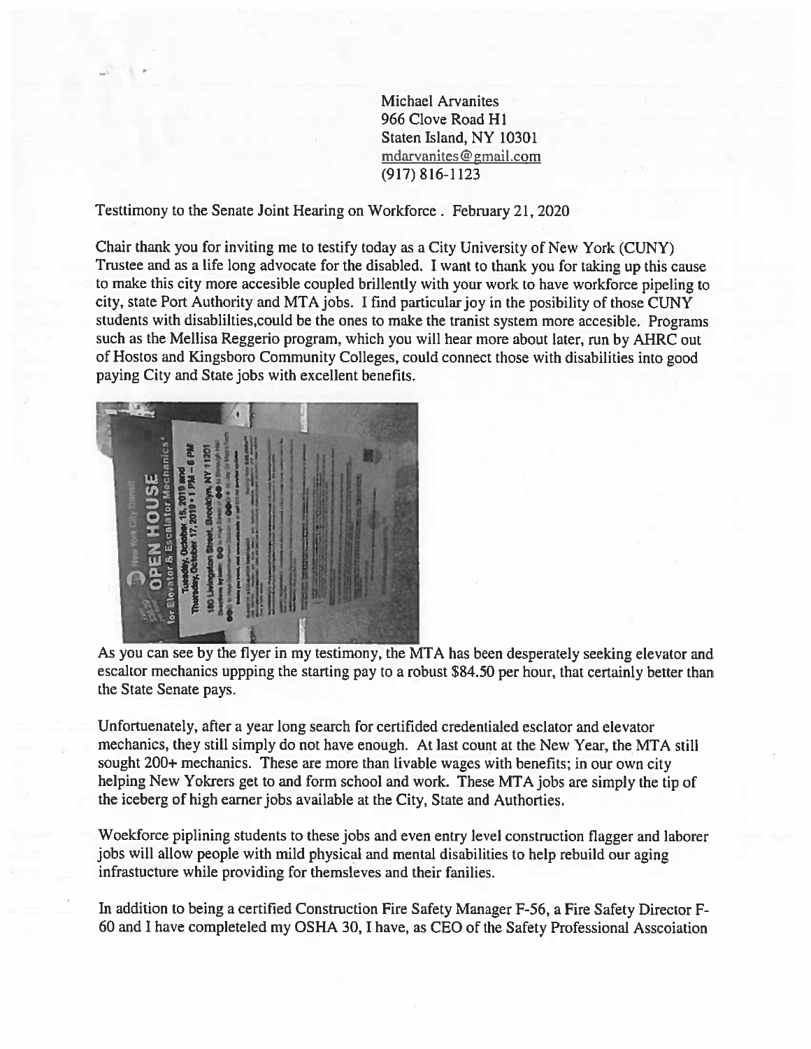Michael Arvanites
966 Clove Road H1
Staten Island, NY 10301
mdarvanites@gmail.com
(917) 816-1123

Testtimony to the Senate Joint Hearing on Workforce . February 21, 2020

Chair thank you for inviting me to testify today as a City University of New York (CUNY) Trustee and as a life long advocate for the disabled. I want to thank you for taking up this cause to make this city more accesible coupled brillently with your work to have workforce pipeling to city, state Port Authority and MTA jobs. I find particular joy in the posibility of those CUNY students with disablilties,could be the ones to make the tranist system more accesible. Programs such as the Mellisa Reggerio program, which you will hear more about later, run by AHRC out of Hostos and Kingsboro Community Colleges, could connect those with disabilities into good paying City and State jobs with excellent benefits.

As you can see by the flyer in my testimony, the MTA has been desperately seeking elevator and escaltor mechanics uppping the starting pay to a robust $84.50 per hour, that certainly better than the State Senate pays.

Unfortuenately, after a year long search for certifided credentialed esclator and elevator mechanics, they still simply do not have enough. At last count at the New Year, the MTA still sought 200+ mechanics. These are more than livable wages with benefits; in our own city helping New Yokrers get to and form school and work. These MTA jobs are simply the tip of the iceberg of high earner jobs available at the City, State and Authorties.

Woekforce piplining students to these jobs and even entry level construction flagger and laborer jobs will allow people with mild physical and mental disabilities to help rebuild our aging infrastucture while providing for themsleves and their fanilies.

In addition to being a certified Construction Fire Safety Manager F-56, a Fire Safety Director F-60 and I have completeled my OSHA 30, I have, as CEO of the Safety Professional Asscoiation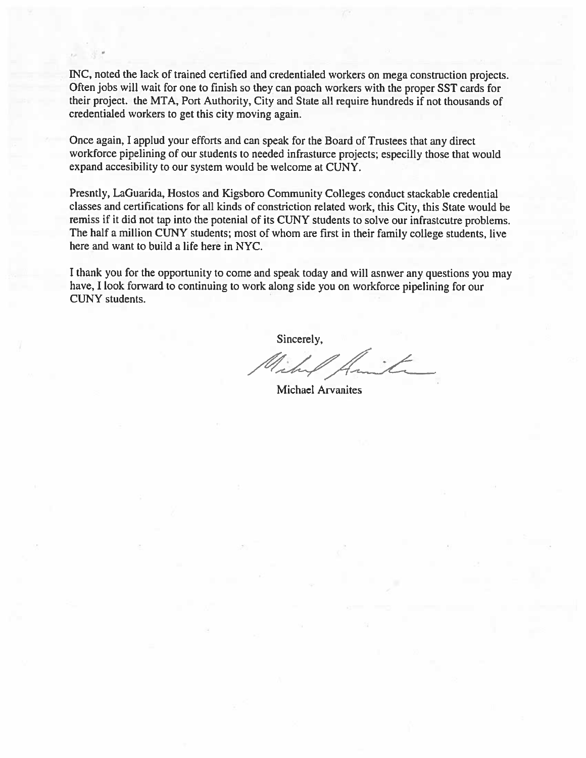INC, noted the lack of trained certified and credentialed workers on mega construction projects. Often jobs will wait for one to finish so they can poach workers with the proper SST cards for their project. the MTA, Port Authority, City and State all require hundreds if not thousands of credentialed workers to get this city moving again.

Once again, I applud your efforts and can speak for the Board of Trustees that any direct workforce pipelining of our students to needed infrasturce projects; especilly those that would expand accesibility to our system would be welcome at CUNY.

Presntly, LaGuarida, Hostos and Kigsboro Community Colleges conduct stackable credential classes and certifications for all kinds of constriction related work, this City, this State would be remiss if it did not tap into the potenial of its CUNY students to solve our infrastcutre problems. The half a million CUNY students; most of whom are first in their family college students, live here and want to build a life here in NYC.

I thank you for the opportunity to come and speak today and will asnwer any questions you may have, I look forward to continuing to work along side you on workforce pipelining for our CUNY students.

Sincerely,

Michael Arvanites